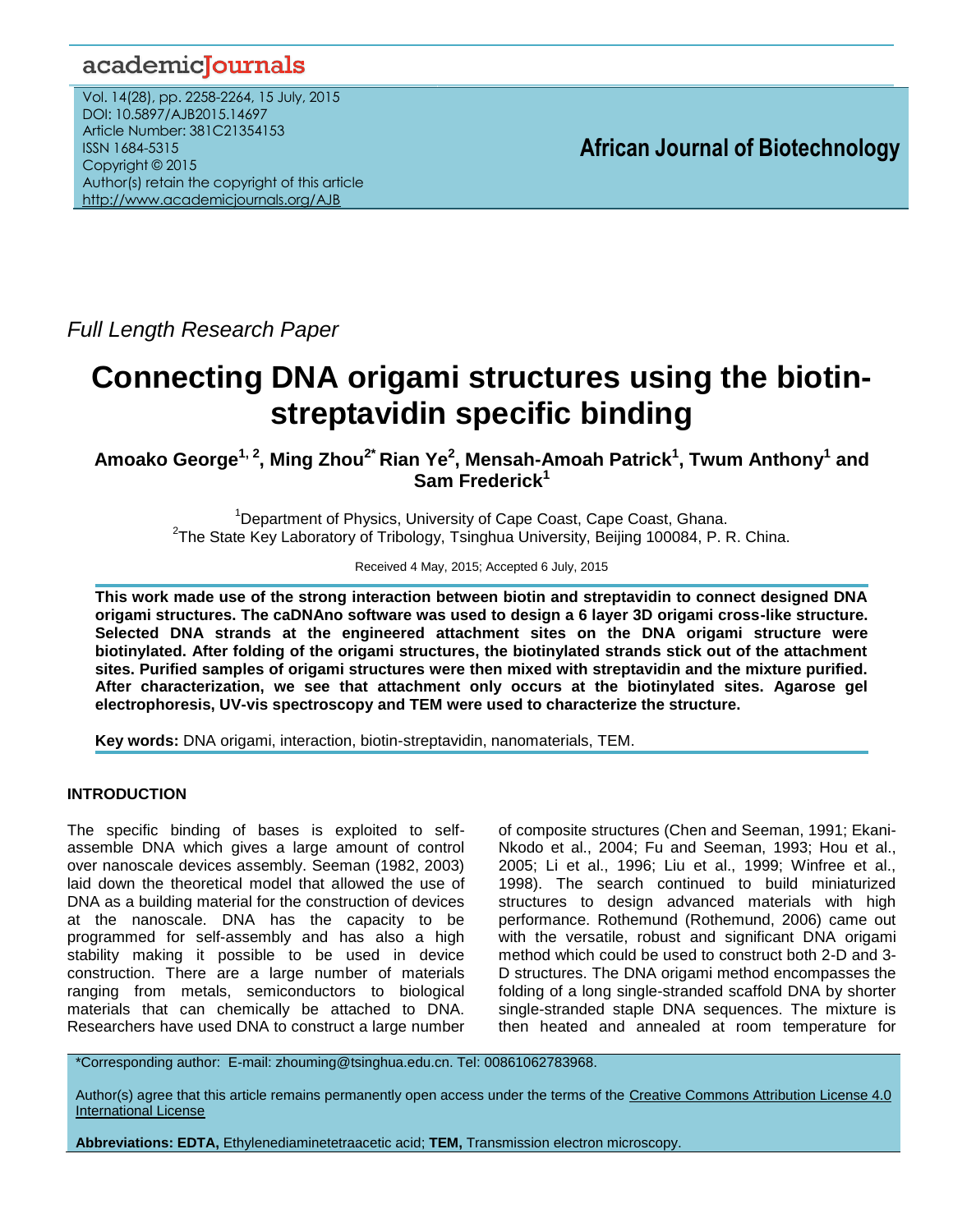Full Length Research Paper

# Connecting DNA origami structures using the biotin-streptavidin specific binding

**Amoako George[1, 2], Ming Zhou[2*] Rian Ye[2], Mensah-Amoah Patrick[1], Twum Anthony[1] and Sam Frederick[1]**

[1]Department of Physics, University of Cape Coast, Cape Coast, Ghana.
[2]The State Key Laboratory of Tribology, Tsinghua University, Beijing 100084, P. R. China.

Received 4 May, 2015; Accepted 6 July, 2015

**This work made use of the strong interaction between biotin and streptavidin to connect designed DNA origami structures. The caDNAno software was used to design a 6 layer 3D origami cross-like structure. Selected DNA strands at the engineered attachment sites on the DNA origami structure were biotinylated. After folding of the origami structures, the biotinylated strands stick out of the attachment sites. Purified samples of origami structures were then mixed with streptavidin and the mixture purified. After characterization, we see that attachment only occurs at the biotinylated sites. Agarose gel electrophoresis, UV-vis spectroscopy and TEM were used to characterize the structure.**

**Key words:** DNA origami, interaction, biotin-streptavidin, nanomaterials, TEM.

## INTRODUCTION

The specific binding of bases is exploited to self-assemble DNA which gives a large amount of control over nanoscale devices assembly. Seeman (1982, 2003) laid down the theoretical model that allowed the use of DNA as a building material for the construction of devices at the nanoscale. DNA has the capacity to be programmed for self-assembly and has also a high stability making it possible to be used in device construction. There are a large number of materials ranging from metals, semiconductors to biological materials that can chemically be attached to DNA. Researchers have used DNA to construct a large number of composite structures (Chen and Seeman, 1991; Ekani-Nkodo et al., 2004; Fu and Seeman, 1993; Hou et al., 2005; Li et al., 1996; Liu et al., 1999; Winfree et al., 1998). The search continued to build miniaturized structures to design advanced materials with high performance. Rothemund (Rothemund, 2006) came out with the versatile, robust and significant DNA origami method which could be used to construct both 2-D and 3-D structures. The DNA origami method encompasses the folding of a long single-stranded scaffold DNA by shorter single-stranded staple DNA sequences. The mixture is then heated and annealed at room temperature for

*Corresponding author: E-mail: zhouming@tsinghua.edu.cn. Tel: 00861062783968.

Author(s) agree that this article remains permanently open access under the terms of the Creative Commons Attribution License 4.0 International License

**Abbreviations: EDTA,** Ethylenediaminetetraacetic acid; **TEM,** Transmission electron microscopy.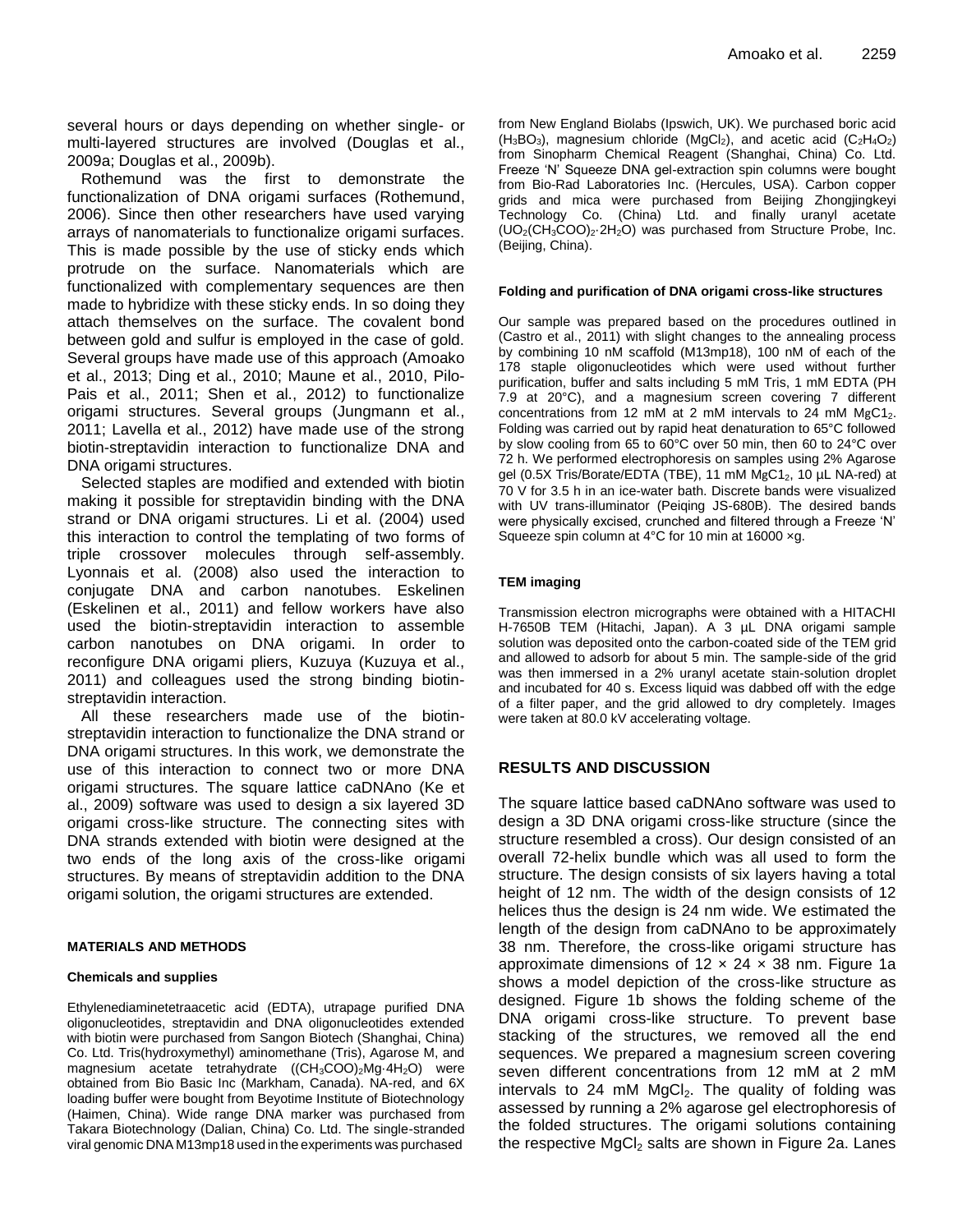several hours or days depending on whether single- or multi-layered structures are involved (Douglas et al., 2009a; Douglas et al., 2009b).

Rothemund was the first to demonstrate the functionalization of DNA origami surfaces (Rothemund, 2006). Since then other researchers have used varying arrays of nanomaterials to functionalize origami surfaces. This is made possible by the use of sticky ends which protrude on the surface. Nanomaterials which are functionalized with complementary sequences are then made to hybridize with these sticky ends. In so doing they attach themselves on the surface. The covalent bond between gold and sulfur is employed in the case of gold. Several groups have made use of this approach (Amoako et al., 2013; Ding et al., 2010; Maune et al., 2010, Pilo-Pais et al., 2011; Shen et al., 2012) to functionalize origami structures. Several groups (Jungmann et al., 2011; Lavella et al., 2012) have made use of the strong biotin-streptavidin interaction to functionalize DNA and DNA origami structures.

Selected staples are modified and extended with biotin making it possible for streptavidin binding with the DNA strand or DNA origami structures. Li et al. (2004) used this interaction to control the templating of two forms of triple crossover molecules through self-assembly. Lyonnais et al. (2008) also used the interaction to conjugate DNA and carbon nanotubes. Eskelinen (Eskelinen et al., 2011) and fellow workers have also used the biotin-streptavidin interaction to assemble carbon nanotubes on DNA origami. In order to reconfigure DNA origami pliers, Kuzuya (Kuzuya et al., 2011) and colleagues used the strong binding biotin-streptavidin interaction.

All these researchers made use of the biotin-streptavidin interaction to functionalize the DNA strand or DNA origami structures. In this work, we demonstrate the use of this interaction to connect two or more DNA origami structures. The square lattice caDNAno (Ke et al., 2009) software was used to design a six layered 3D origami cross-like structure. The connecting sites with DNA strands extended with biotin were designed at the two ends of the long axis of the cross-like origami structures. By means of streptavidin addition to the DNA origami solution, the origami structures are extended.

## MATERIALS AND METHODS

### Chemicals and supplies

Ethylenediaminetetraacetic acid (EDTA), utrapage purified DNA oligonucleotides, streptavidin and DNA oligonucleotides extended with biotin were purchased from Sangon Biotech (Shanghai, China) Co. Ltd. Tris(hydroxymethyl) aminomethane (Tris), Agarose M, and magnesium acetate tetrahydrate ($(CH_3COO)_2Mg{\cdot}4H_2O$) were obtained from Bio Basic Inc (Markham, Canada). NA-red, and 6X loading buffer were bought from Beyotime Institute of Biotechnology (Haimen, China). Wide range DNA marker was purchased from Takara Biotechnology (Dalian, China) Co. Ltd. The single-stranded viral genomic DNA M13mp18 used in the experiments was purchased from New England Biolabs (Ipswich, UK). We purchased boric acid ($H_3BO_3$), magnesium chloride ($MgCl_2$), and acetic acid ($C_2H_4O_2$) from Sinopharm Chemical Reagent (Shanghai, China) Co. Ltd. Freeze 'N' Squeeze DNA gel-extraction spin columns were bought from Bio-Rad Laboratories Inc. (Hercules, USA). Carbon copper grids and mica were purchased from Beijing Zhongjingkeyi Technology Co. (China) Ltd. and finally uranyl acetate ($UO_2(CH_3COO)_2{\cdot}2H_2O$) was purchased from Structure Probe, Inc. (Beijing, China).

### Folding and purification of DNA origami cross-like structures

Our sample was prepared based on the procedures outlined in (Castro et al., 2011) with slight changes to the annealing process by combining 10 nM scaffold (M13mp18), 100 nM of each of the 178 staple oligonucleotides which were used without further purification, buffer and salts including 5 mM Tris, 1 mM EDTA (PH 7.9 at 20°C), and a magnesium screen covering 7 different concentrations from 12 mM at 2 mM intervals to 24 mM $MgC1_2$. Folding was carried out by rapid heat denaturation to 65°C followed by slow cooling from 65 to 60°C over 50 min, then 60 to 24°C over 72 h. We performed electrophoresis on samples using 2% Agarose gel (0.5X Tris/Borate/EDTA (TBE), 11 mM $MgC1_2$, 10 µL NA-red) at 70 V for 3.5 h in an ice-water bath. Discrete bands were visualized with UV trans-illuminator (Peiqing JS-680B). The desired bands were physically excised, crunched and filtered through a Freeze 'N' Squeeze spin column at 4°C for 10 min at 16000 ×g.

### TEM imaging

Transmission electron micrographs were obtained with a HITACHI H-7650B TEM (Hitachi, Japan). A 3 µL DNA origami sample solution was deposited onto the carbon-coated side of the TEM grid and allowed to adsorb for about 5 min. The sample-side of the grid was then immersed in a 2% uranyl acetate stain-solution droplet and incubated for 40 s. Excess liquid was dabbed off with the edge of a filter paper, and the grid allowed to dry completely. Images were taken at 80.0 kV accelerating voltage.

## RESULTS AND DISCUSSION

The square lattice based caDNAno software was used to design a 3D DNA origami cross-like structure (since the structure resembled a cross). Our design consisted of an overall 72-helix bundle which was all used to form the structure. The design consists of six layers having a total height of 12 nm. The width of the design consists of 12 helices thus the design is 24 nm wide. We estimated the length of the design from caDNAno to be approximately 38 nm. Therefore, the cross-like origami structure has approximate dimensions of 12 × 24 × 38 nm. Figure 1a shows a model depiction of the cross-like structure as designed. Figure 1b shows the folding scheme of the DNA origami cross-like structure. To prevent base stacking of the structures, we removed all the end sequences. We prepared a magnesium screen covering seven different concentrations from 12 mM at 2 mM intervals to 24 mM $MgCl_2$. The quality of folding was assessed by running a 2% agarose gel electrophoresis of the folded structures. The origami solutions containing the respective $MgCl_2$ salts are shown in Figure 2a. Lanes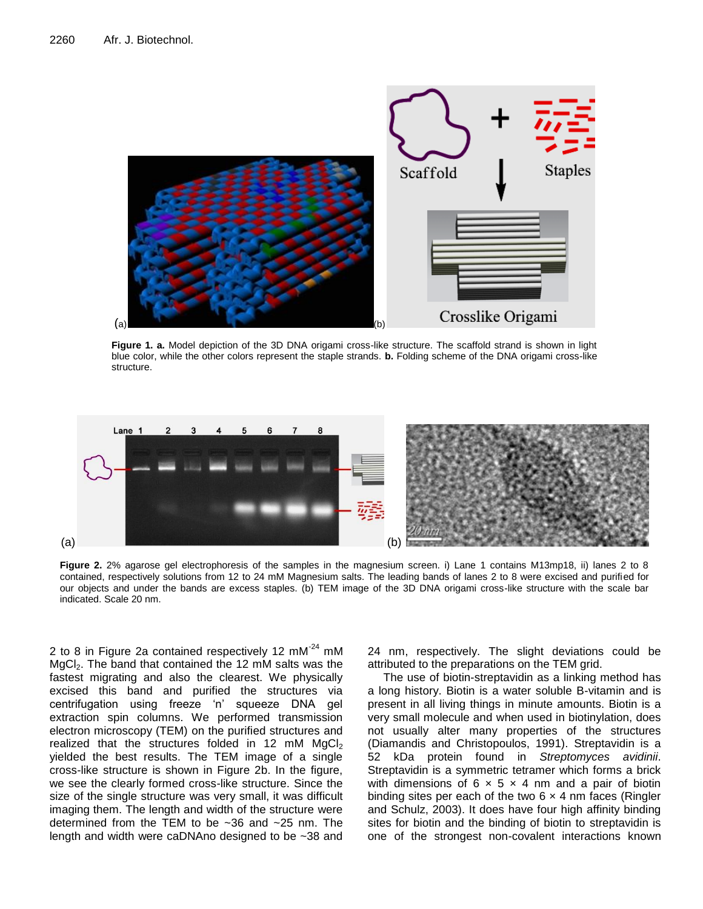Figure 1. a. Model depiction of the 3D DNA origami cross-like structure. The scaffold strand is shown in light blue color, while the other colors represent the staple strands. b. Folding scheme of the DNA origami cross-like structure.

Figure 2. 2% agarose gel electrophoresis of the samples in the magnesium screen. i) Lane 1 contains M13mp18, ii) lanes 2 to 8 contained, respectively solutions from 12 to 24 mM Magnesium salts. The leading bands of lanes 2 to 8 were excised and purified for our objects and under the bands are excess staples. (b) TEM image of the 3D DNA origami cross-like structure with the scale bar indicated. Scale 20 nm.

2 to 8 in Figure 2a contained respectively 12 $mM^{-24}$ mM $MgCl_2$. The band that contained the 12 mM salts was the fastest migrating and also the clearest. We physically excised this band and purified the structures via centrifugation using freeze 'n' squeeze DNA gel extraction spin columns. We performed transmission electron microscopy (TEM) on the purified structures and realized that the structures folded in 12 mM $MgCl_2$ yielded the best results. The TEM image of a single cross-like structure is shown in Figure 2b. In the figure, we see the clearly formed cross-like structure. Since the size of the single structure was very small, it was difficult imaging them. The length and width of the structure were determined from the TEM to be ~36 and ~25 nm. The length and width were caDNAno designed to be ~38 and 24 nm, respectively. The slight deviations could be attributed to the preparations on the TEM grid.

The use of biotin-streptavidin as a linking method has a long history. Biotin is a water soluble B-vitamin and is present in all living things in minute amounts. Biotin is a very small molecule and when used in biotinylation, does not usually alter many properties of the structures (Diamandis and Christopoulos, 1991). Streptavidin is a 52 kDa protein found in *Streptomyces avidinii*. Streptavidin is a symmetric tetramer which forms a brick with dimensions of 6 × 5 × 4 nm and a pair of biotin binding sites per each of the two 6 × 4 nm faces (Ringler and Schulz, 2003). It does have four high affinity binding sites for biotin and the binding of biotin to streptavidin is one of the strongest non-covalent interactions known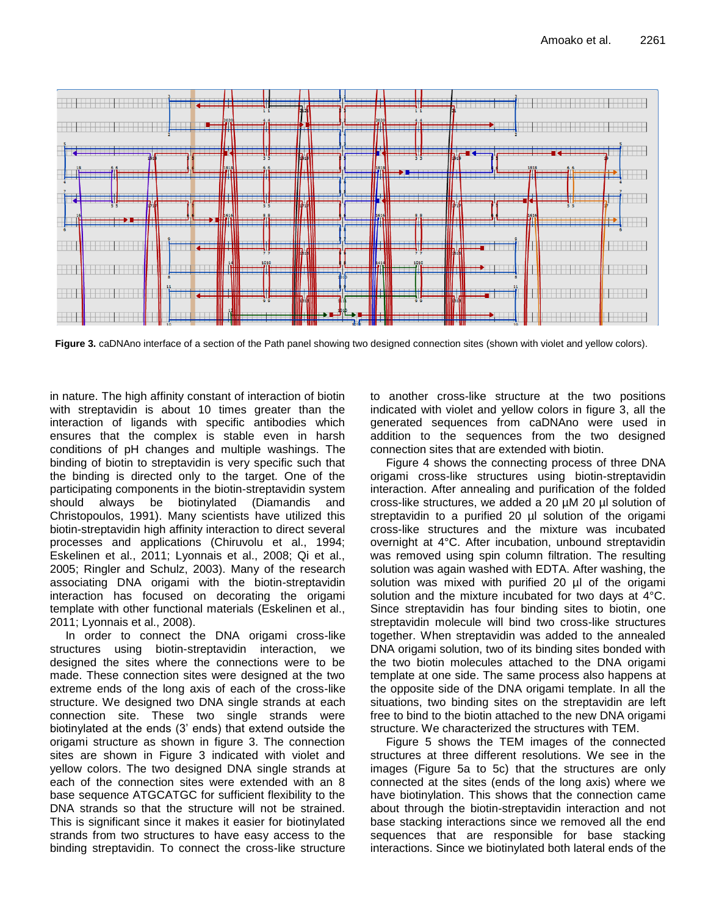**Figure 3.** caDNAno interface of a section of the Path panel showing two designed connection sites (shown with violet and yellow colors).

in nature. The high affinity constant of interaction of biotin with streptavidin is about 10 times greater than the interaction of ligands with specific antibodies which ensures that the complex is stable even in harsh conditions of pH changes and multiple washings. The binding of biotin to streptavidin is very specific such that the binding is directed only to the target. One of the participating components in the biotin-streptavidin system should always be biotinylated (Diamandis and Christopoulos, 1991). Many scientists have utilized this biotin-streptavidin high affinity interaction to direct several processes and applications (Chiruvolu et al., 1994; Eskelinen et al., 2011; Lyonnais et al., 2008; Qi et al., 2005; Ringler and Schulz, 2003). Many of the research associating DNA origami with the biotin-streptavidin interaction has focused on decorating the origami template with other functional materials (Eskelinen et al., 2011; Lyonnais et al., 2008).

In order to connect the DNA origami cross-like structures using biotin-streptavidin interaction, we designed the sites where the connections were to be made. These connection sites were designed at the two extreme ends of the long axis of each of the cross-like structure. We designed two DNA single strands at each connection site. These two single strands were biotinylated at the ends (3' ends) that extend outside the origami structure as shown in figure 3. The connection sites are shown in Figure 3 indicated with violet and yellow colors. The two designed DNA single strands at each of the connection sites were extended with an 8 base sequence ATGCATGC for sufficient flexibility to the DNA strands so that the structure will not be strained. This is significant since it makes it easier for biotinylated strands from two structures to have easy access to the binding streptavidin. To connect the cross-like structure to another cross-like structure at the two positions indicated with violet and yellow colors in figure 3, all the generated sequences from caDNAno were used in addition to the sequences from the two designed connection sites that are extended with biotin.

Figure 4 shows the connecting process of three DNA origami cross-like structures using biotin-streptavidin interaction. After annealing and purification of the folded cross-like structures, we added a 20 µM 20 µl solution of streptavidin to a purified 20 µl solution of the origami cross-like structures and the mixture was incubated overnight at 4°C. After incubation, unbound streptavidin was removed using spin column filtration. The resulting solution was again washed with EDTA. After washing, the solution was mixed with purified 20 µl of the origami solution and the mixture incubated for two days at 4°C. Since streptavidin has four binding sites to biotin, one streptavidin molecule will bind two cross-like structures together. When streptavidin was added to the annealed DNA origami solution, two of its binding sites bonded with the two biotin molecules attached to the DNA origami template at one side. The same process also happens at the opposite side of the DNA origami template. In all the situations, two binding sites on the streptavidin are left free to bind to the biotin attached to the new DNA origami structure. We characterized the structures with TEM.

Figure 5 shows the TEM images of the connected structures at three different resolutions. We see in the images (Figure 5a to 5c) that the structures are only connected at the sites (ends of the long axis) where we have biotinylation. This shows that the connection came about through the biotin-streptavidin interaction and not base stacking interactions since we removed all the end sequences that are responsible for base stacking interactions. Since we biotinylated both lateral ends of the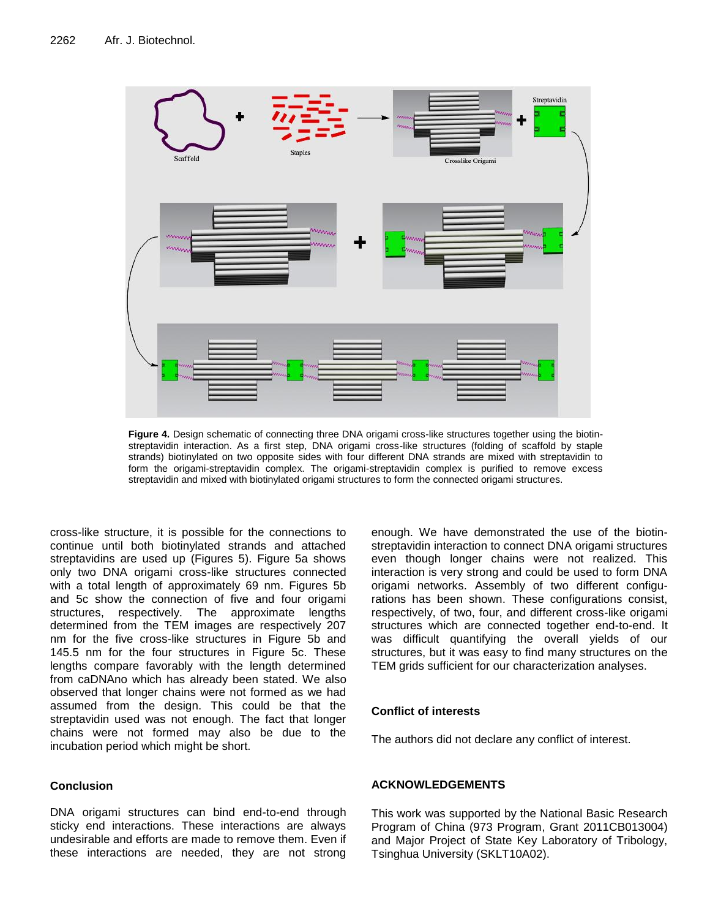**Figure 4.** Design schematic of connecting three DNA origami cross-like structures together using the biotin-streptavidin interaction. As a first step, DNA origami cross-like structures (folding of scaffold by staple strands) biotinylated on two opposite sides with four different DNA strands are mixed with streptavidin to form the origami-streptavidin complex. The origami-streptavidin complex is purified to remove excess streptavidin and mixed with biotinylated origami structures to form the connected origami structures.

cross-like structure, it is possible for the connections to continue until both biotinylated strands and attached streptavidins are used up (Figures 5). Figure 5a shows only two DNA origami cross-like structures connected with a total length of approximately 69 nm. Figures 5b and 5c show the connection of five and four origami structures, respectively. The approximate lengths determined from the TEM images are respectively 207 nm for the five cross-like structures in Figure 5b and 145.5 nm for the four structures in Figure 5c. These lengths compare favorably with the length determined from caDNAno which has already been stated. We also observed that longer chains were not formed as we had assumed from the design. This could be that the streptavidin used was not enough. The fact that longer chains were not formed may also be due to the incubation period which might be short.

## Conclusion

DNA origami structures can bind end-to-end through sticky end interactions. These interactions are always undesirable and efforts are made to remove them. Even if these interactions are needed, they are not strong enough. We have demonstrated the use of the biotin-streptavidin interaction to connect DNA origami structures even though longer chains were not realized. This interaction is very strong and could be used to form DNA origami networks. Assembly of two different configurations has been shown. These configurations consist, respectively, of two, four, and different cross-like origami structures which are connected together end-to-end. It was difficult quantifying the overall yields of our structures, but it was easy to find many structures on the TEM grids sufficient for our characterization analyses.

## Conflict of interests

The authors did not declare any conflict of interest.

## ACKNOWLEDGEMENTS

This work was supported by the National Basic Research Program of China (973 Program, Grant 2011CB013004) and Major Project of State Key Laboratory of Tribology, Tsinghua University (SKLT10A02).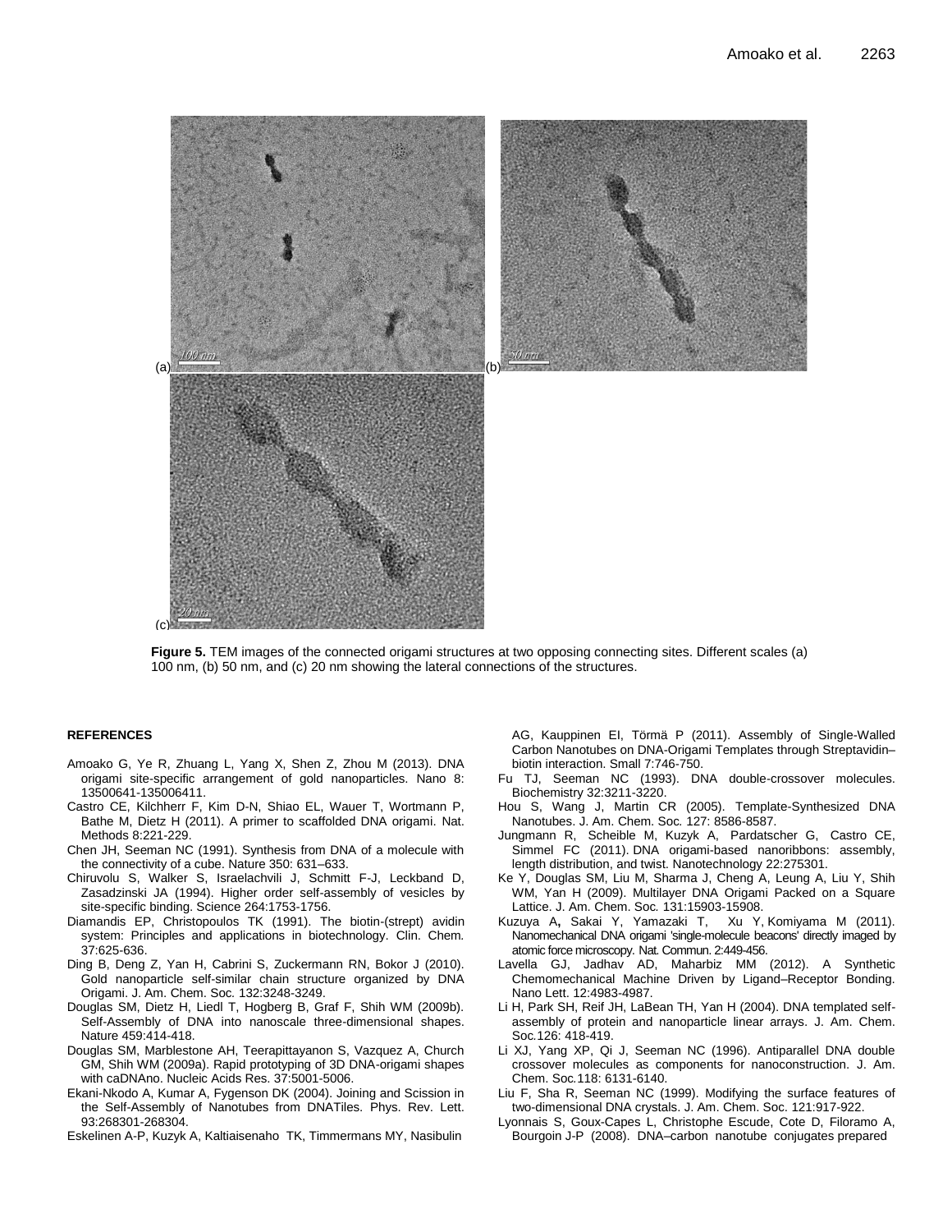**Figure 5.** TEM images of the connected origami structures at two opposing connecting sites. Different scales (a) 100 nm, (b) 50 nm, and (c) 20 nm showing the lateral connections of the structures.

## REFERENCES

Amoako G, Ye R, Zhuang L, Yang X, Shen Z, Zhou M (2013). DNA origami site-specific arrangement of gold nanoparticles. Nano 8: 13500641-135006411.

Castro CE, Kilchherr F, Kim D-N, Shiao EL, Wauer T, Wortmann P, Bathe M, Dietz H (2011). A primer to scaffolded DNA origami. Nat. Methods 8:221-229.

Chen JH, Seeman NC (1991). Synthesis from DNA of a molecule with the connectivity of a cube. Nature 350: 631–633.

Chiruvolu S, Walker S, Israelachvili J, Schmitt F-J, Leckband D, Zasadzinski JA (1994). Higher order self-assembly of vesicles by site-specific binding. Science 264:1753-1756.

Diamandis EP, Christopoulos TK (1991). The biotin-(strept) avidin system: Principles and applications in biotechnology. Clin. Chem. 37:625-636.

Ding B, Deng Z, Yan H, Cabrini S, Zuckermann RN, Bokor J (2010). Gold nanoparticle self-similar chain structure organized by DNA Origami. J. Am. Chem. Soc. 132:3248-3249.

Douglas SM, Dietz H, Liedl T, Hogberg B, Graf F, Shih WM (2009b). Self-Assembly of DNA into nanoscale three-dimensional shapes. Nature 459:414-418.

Douglas SM, Marblestone AH, Teerapittayanon S, Vazquez A, Church GM, Shih WM (2009a). Rapid prototyping of 3D DNA-origami shapes with caDNAno. Nucleic Acids Res. 37:5001-5006.

Ekani-Nkodo A, Kumar A, Fygenson DK (2004). Joining and Scission in the Self-Assembly of Nanotubes from DNATiles. Phys. Rev. Lett. 93:268301-268304.

Eskelinen A-P, Kuzyk A, Kaltiaisenaho TK, Timmermans MY, Nasibulin AG, Kauppinen EI, Törmä P (2011). Assembly of Single-Walled Carbon Nanotubes on DNA-Origami Templates through Streptavidin–biotin interaction. Small 7:746-750.

Fu TJ, Seeman NC (1993). DNA double-crossover molecules. Biochemistry 32:3211-3220.

Hou S, Wang J, Martin CR (2005). Template-Synthesized DNA Nanotubes. J. Am. Chem. Soc. 127: 8586-8587.

Jungmann R, Scheible M, Kuzyk A, Pardatscher G, Castro CE, Simmel FC (2011). DNA origami-based nanoribbons: assembly, length distribution, and twist. Nanotechnology 22:275301.

Ke Y, Douglas SM, Liu M, Sharma J, Cheng A, Leung A, Liu Y, Shih WM, Yan H (2009). Multilayer DNA Origami Packed on a Square Lattice. J. Am. Chem. Soc. 131:15903-15908.

Kuzuya A, Sakai Y, Yamazaki T, Xu Y, Komiyama M (2011). Nanomechanical DNA origami 'single-molecule beacons' directly imaged by atomic force microscopy. Nat. Commun. 2:449-456.

Lavella GJ, Jadhav AD, Maharbiz MM (2012). A Synthetic Chemomechanical Machine Driven by Ligand–Receptor Bonding. Nano Lett. 12:4983-4987.

Li H, Park SH, Reif JH, LaBean TH, Yan H (2004). DNA templated self-assembly of protein and nanoparticle linear arrays. J. Am. Chem. Soc.126: 418-419.

Li XJ, Yang XP, Qi J, Seeman NC (1996). Antiparallel DNA double crossover molecules as components for nanoconstruction. J. Am. Chem. Soc.118: 6131-6140.

Liu F, Sha R, Seeman NC (1999). Modifying the surface features of two-dimensional DNA crystals. J. Am. Chem. Soc. 121:917-922.

Lyonnais S, Goux-Capes L, Christophe Escude, Cote D, Filoramo A, Bourgoin J-P (2008). DNA–carbon nanotube conjugates prepared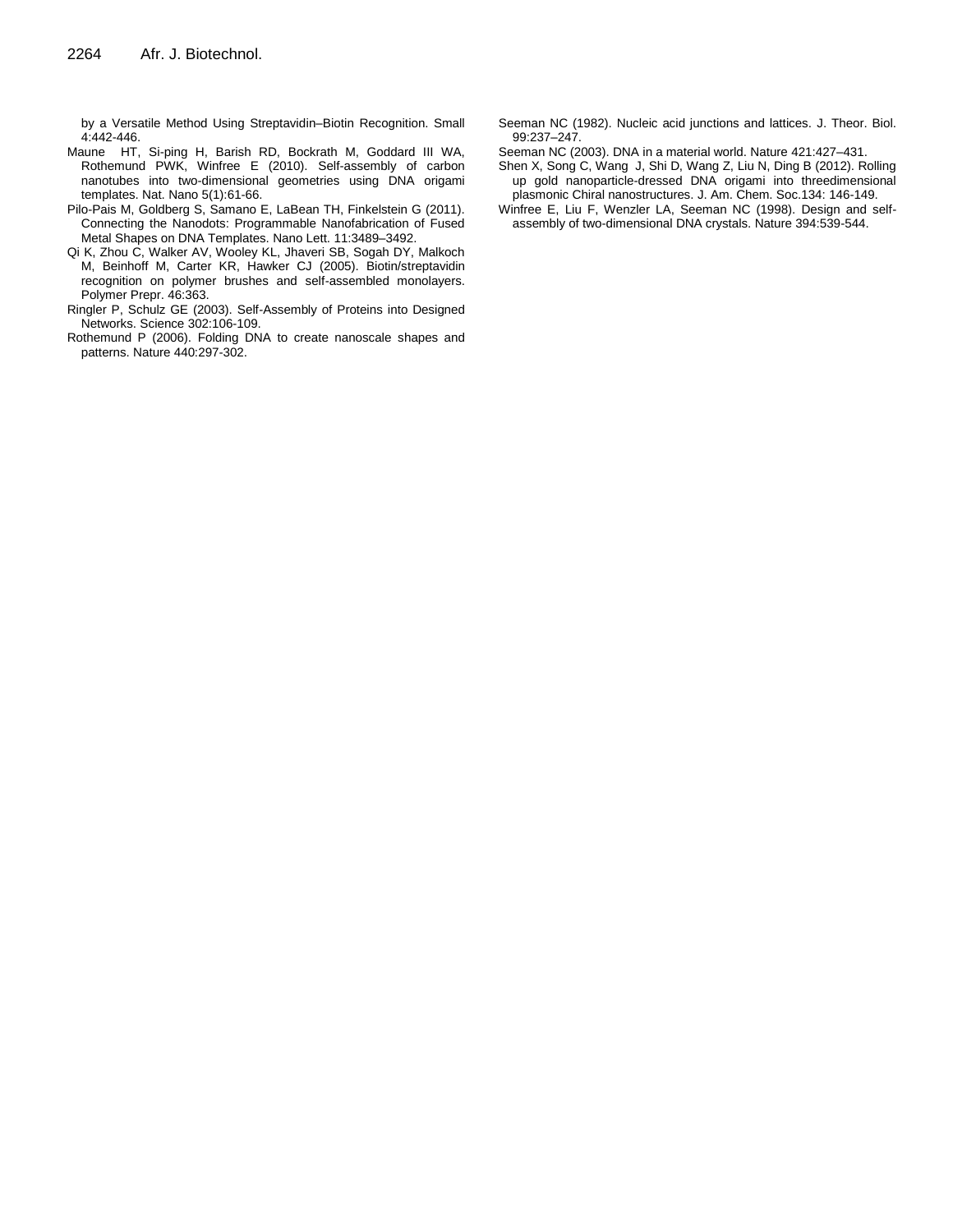by a Versatile Method Using Streptavidin–Biotin Recognition. Small 4:442-446.

Maune HT, Si-ping H, Barish RD, Bockrath M, Goddard III WA, Rothemund PWK, Winfree E (2010). Self-assembly of carbon nanotubes into two-dimensional geometries using DNA origami templates. Nat. Nano 5(1):61-66.

Pilo-Pais M, Goldberg S, Samano E, LaBean TH, Finkelstein G (2011). Connecting the Nanodots: Programmable Nanofabrication of Fused Metal Shapes on DNA Templates. Nano Lett. 11:3489–3492.

Qi K, Zhou C, Walker AV, Wooley KL, Jhaveri SB, Sogah DY, Malkoch M, Beinhoff M, Carter KR, Hawker CJ (2005). Biotin/streptavidin recognition on polymer brushes and self-assembled monolayers. Polymer Prepr. 46:363.

Ringler P, Schulz GE (2003). Self-Assembly of Proteins into Designed Networks. Science 302:106-109.

Rothemund P (2006). Folding DNA to create nanoscale shapes and patterns. Nature 440:297-302.

Seeman NC (1982). Nucleic acid junctions and lattices. J. Theor. Biol. 99:237–247.

Seeman NC (2003). DNA in a material world. Nature 421:427–431.

Shen X, Song C, Wang J, Shi D, Wang Z, Liu N, Ding B (2012). Rolling up gold nanoparticle-dressed DNA origami into threedimensional plasmonic Chiral nanostructures. J. Am. Chem. Soc.134: 146-149.

Winfree E, Liu F, Wenzler LA, Seeman NC (1998). Design and self-assembly of two-dimensional DNA crystals. Nature 394:539-544.